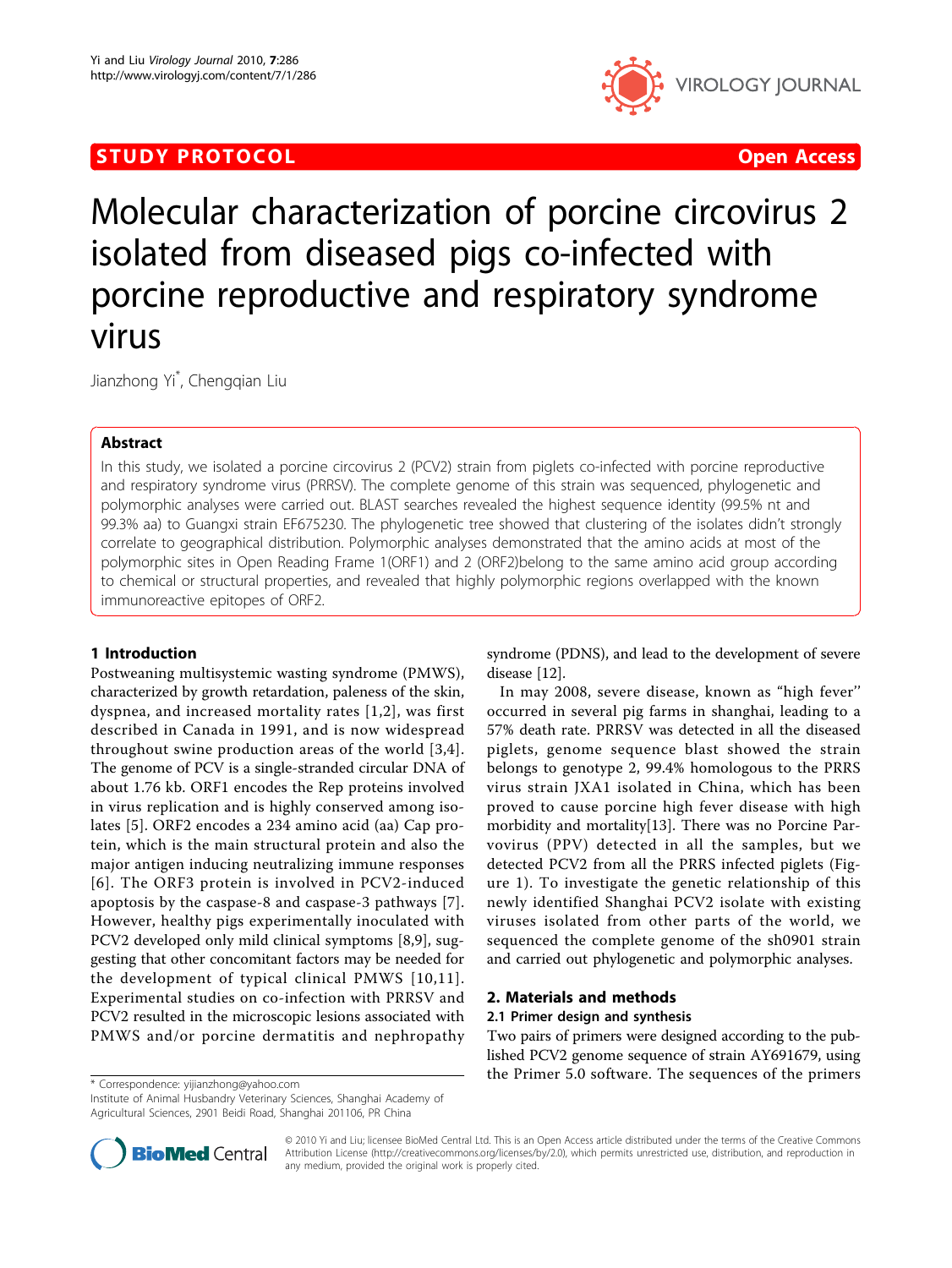STUDY PROTOCOL **Open Access**

# Molecular characterization of porcine circovirus 2 isolated from diseased pigs co-infected with porcine reproductive and respiratory syndrome virus

Jianzhong Yi*, Chengqian Liu

## Abstract

In this study, we isolated a porcine circovirus 2 (PCV2) strain from piglets co-infected with porcine reproductive and respiratory syndrome virus (PRRSV). The complete genome of this strain was sequenced, phylogenetic and polymorphic analyses were carried out. BLAST searches revealed the highest sequence identity (99.5% nt and 99.3% aa) to Guangxi strain EF675230. The phylogenetic tree showed that clustering of the isolates didn't strongly correlate to geographical distribution. Polymorphic analyses demonstrated that the amino acids at most of the polymorphic sites in Open Reading Frame 1(ORF1) and 2 (ORF2)belong to the same amino acid group according to chemical or structural properties, and revealed that highly polymorphic regions overlapped with the known immunoreactive epitopes of ORF2.

## 1 Introduction

Postweaning multisystemic wasting syndrome (PMWS), characterized by growth retardation, paleness of the skin, dyspnea, and increased mortality rates [1,2], was first described in Canada in 1991, and is now widespread throughout swine production areas of the world [3,4]. The genome of PCV is a single-stranded circular DNA of about 1.76 kb. ORF1 encodes the Rep proteins involved in virus replication and is highly conserved among isolates [5]. ORF2 encodes a 234 amino acid (aa) Cap protein, which is the main structural protein and also the major antigen inducing neutralizing immune responses [6]. The ORF3 protein is involved in PCV2-induced apoptosis by the caspase-8 and caspase-3 pathways [7]. However, healthy pigs experimentally inoculated with PCV2 developed only mild clinical symptoms [8,9], suggesting that other concomitant factors may be needed for the development of typical clinical PMWS [10,11]. Experimental studies on co-infection with PRRSV and PCV2 resulted in the microscopic lesions associated with PMWS and/or porcine dermatitis and nephropathy syndrome (PDNS), and lead to the development of severe disease [12].

In may 2008, severe disease, known as "high fever'' occurred in several pig farms in shanghai, leading to a 57% death rate. PRRSV was detected in all the diseased piglets, genome sequence blast showed the strain belongs to genotype 2, 99.4% homologous to the PRRS virus strain JXA1 isolated in China, which has been proved to cause porcine high fever disease with high morbidity and mortality[13]. There was no Porcine Parvovirus (PPV) detected in all the samples, but we detected PCV2 from all the PRRS infected piglets (Figure 1). To investigate the genetic relationship of this newly identified Shanghai PCV2 isolate with existing viruses isolated from other parts of the world, we sequenced the complete genome of the sh0901 strain and carried out phylogenetic and polymorphic analyses.

## 2. Materials and methods

### 2.1 Primer design and synthesis

Two pairs of primers were designed according to the published PCV2 genome sequence of strain AY691679, using the Primer 5.0 software. The sequences of the primers

* Correspondence: yijianzhong@yahoo.com
Institute of Animal Husbandry Veterinary Sciences, Shanghai Academy of Agricultural Sciences, 2901 Beidi Road, Shanghai 201106, PR China

© 2010 Yi and Liu; licensee BioMed Central Ltd. This is an Open Access article distributed under the terms of the Creative Commons Attribution License (http://creativecommons.org/licenses/by/2.0), which permits unrestricted use, distribution, and reproduction in any medium, provided the original work is properly cited.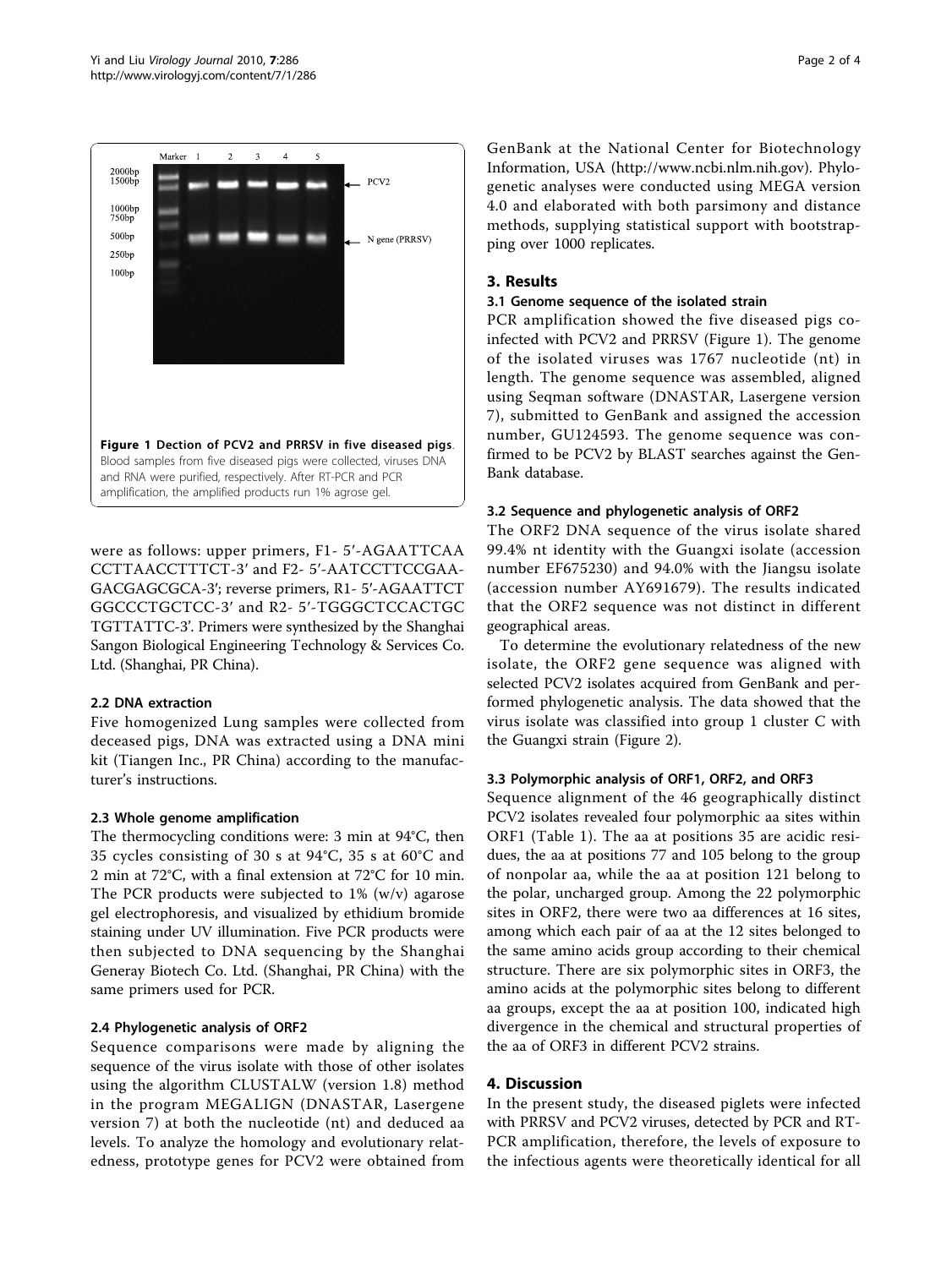Figure 1 Dection of PCV2 and PRRSV in five diseased pigs. Blood samples from five diseased pigs were collected, viruses DNA and RNA were purified, respectively. After RT-PCR and PCR amplification, the amplified products run 1% agrose gel.

were as follows: upper primers, F1- 5′-AGAATTCAA CCTTAACCTTTCT-3′ and F2- 5′-AATCCTTCCGAA-GACGAGCGCA-3′; reverse primers, R1- 5′-AGAATTCT GGCCCTGCTCC-3′ and R2- 5′-TGGCTCCACTGC TGTTATTC-3′. Primers were synthesized by the Shanghai Sangon Biological Engineering Technology & Services Co. Ltd. (Shanghai, PR China).

### 2.2 DNA extraction

Five homogenized Lung samples were collected from deceased pigs, DNA was extracted using a DNA mini kit (Tiangen Inc., PR China) according to the manufacturer's instructions.

### 2.3 Whole genome amplification

The thermocycling conditions were: 3 min at 94°C, then 35 cycles consisting of 30 s at 94°C, 35 s at 60°C and 2 min at 72°C, with a final extension at 72°C for 10 min. The PCR products were subjected to 1% (w/v) agarose gel electrophoresis, and visualized by ethidium bromide staining under UV illumination. Five PCR products were then subjected to DNA sequencing by the Shanghai Generay Biotech Co. Ltd. (Shanghai, PR China) with the same primers used for PCR.

### 2.4 Phylogenetic analysis of ORF2

Sequence comparisons were made by aligning the sequence of the virus isolate with those of other isolates using the algorithm CLUSTALW (version 1.8) method in the program MEGALIGN (DNASTAR, Lasergene version 7) at both the nucleotide (nt) and deduced aa levels. To analyze the homology and evolutionary relatedness, prototype genes for PCV2 were obtained from GenBank at the National Center for Biotechnology Information, USA (http://www.ncbi.nlm.nih.gov). Phylogenetic analyses were conducted using MEGA version 4.0 and elaborated with both parsimony and distance methods, supplying statistical support with bootstrapping over 1000 replicates.

## 3. Results

### 3.1 Genome sequence of the isolated strain

PCR amplification showed the five diseased pigs co-infected with PCV2 and PRRSV (Figure 1). The genome of the isolated viruses was 1767 nucleotide (nt) in length. The genome sequence was assembled, aligned using Seqman software (DNASTAR, Lasergene version 7), submitted to GenBank and assigned the accession number, GU124593. The genome sequence was confirmed to be PCV2 by BLAST searches against the GenBank database.

### 3.2 Sequence and phylogenetic analysis of ORF2

The ORF2 DNA sequence of the virus isolate shared 99.4% nt identity with the Guangxi isolate (accession number EF675230) and 94.0% with the Jiangsu isolate (accession number AY691679). The results indicated that the ORF2 sequence was not distinct in different geographical areas.

To determine the evolutionary relatedness of the new isolate, the ORF2 gene sequence was aligned with selected PCV2 isolates acquired from GenBank and performed phylogenetic analysis. The data showed that the virus isolate was classified into group 1 cluster C with the Guangxi strain (Figure 2).

### 3.3 Polymorphic analysis of ORF1, ORF2, and ORF3

Sequence alignment of the 46 geographically distinct PCV2 isolates revealed four polymorphic aa sites within ORF1 (Table 1). The aa at positions 35 are acidic residues, the aa at positions 77 and 105 belong to the group of nonpolar aa, while the aa at position 121 belong to the polar, uncharged group. Among the 22 polymorphic sites in ORF2, there were two aa differences at 16 sites, among which each pair of aa at the 12 sites belonged to the same amino acids group according to their chemical structure. There are six polymorphic sites in ORF3, the amino acids at the polymorphic sites belong to different aa groups, except the aa at position 100, indicated high divergence in the chemical and structural properties of the aa of ORF3 in different PCV2 strains.

## 4. Discussion

In the present study, the diseased piglets were infected with PRRSV and PCV2 viruses, detected by PCR and RT-PCR amplification, therefore, the levels of exposure to the infectious agents were theoretically identical for all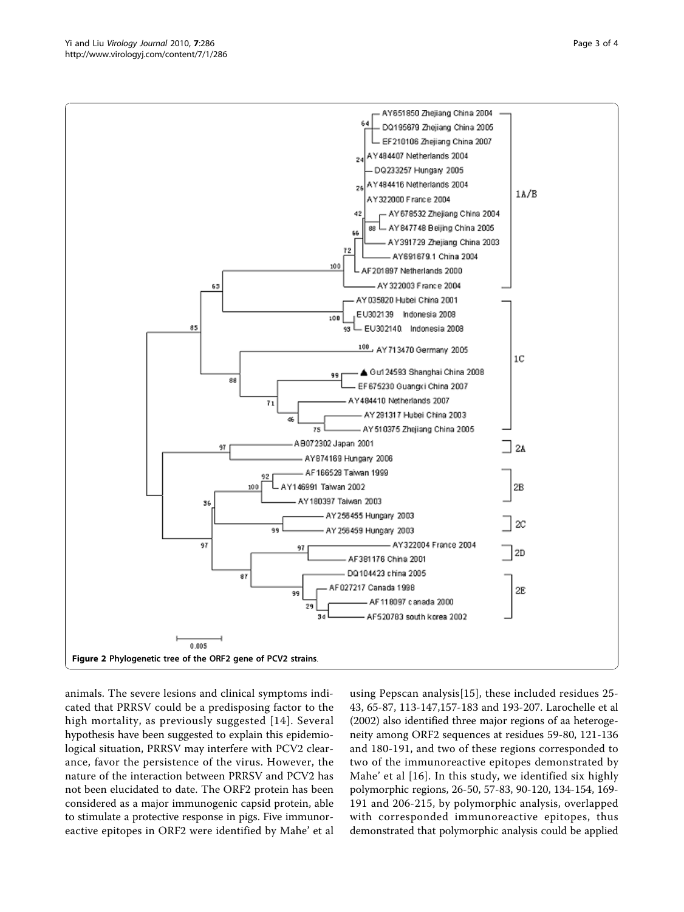Figure 2 Phylogenetic tree of the ORF2 gene of PCV2 strains.

animals. The severe lesions and clinical symptoms indicated that PRRSV could be a predisposing factor to the high mortality, as previously suggested [14]. Several hypothesis have been suggested to explain this epidemiological situation, PRRSV may interfere with PCV2 clearance, favor the persistence of the virus. However, the nature of the interaction between PRRSV and PCV2 has not been elucidated to date. The ORF2 protein has been considered as a major immunogenic capsid protein, able to stimulate a protective response in pigs. Five immunoreactive epitopes in ORF2 were identified by Mahe' et al using Pepscan analysis[15], these included residues 25-43, 65-87, 113-147,157-183 and 193-207. Larochelle et al (2002) also identified three major regions of aa heterogeneity among ORF2 sequences at residues 59-80, 121-136 and 180-191, and two of these regions corresponded to two of the immunoreactive epitopes demonstrated by Mahe' et al [16]. In this study, we identified six highly polymorphic regions, 26-50, 57-83, 90-120, 134-154, 169-191 and 206-215, by polymorphic analysis, overlapped with corresponded immunoreactive epitopes, thus demonstrated that polymorphic analysis could be applied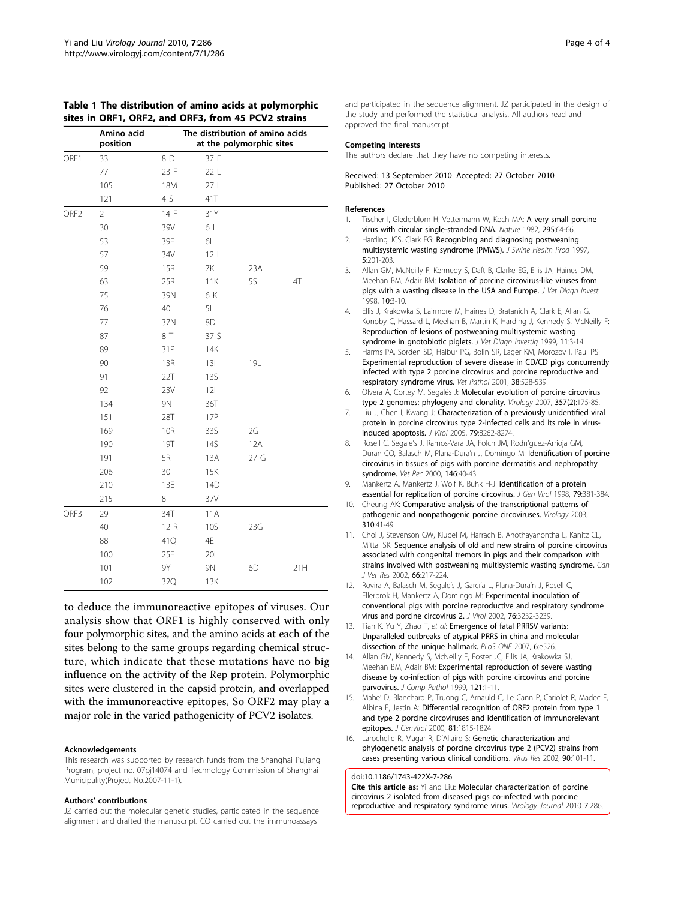**Table 1 The distribution of amino acids at polymorphic sites in ORF1, ORF2, and ORF3, from 45 PCV2 strains**

| | Amino acid position | The distribution of amino acids at the polymorphic sites | | | |
|---|---|---|---|---|---|
| ORF1 | 33 | 8 D | 37 E | | |
| | 77 | 23 F | 22 L | | |
| | 105 | 18M | 27 I | | |
| | 121 | 4 S | 41T | | |
| ORF2 | 2 | 14 F | 31Y | | |
| | 30 | 39V | 6 L | | |
| | 53 | 39F | 6I | | |
| | 57 | 34V | 12 I | | |
| | 59 | 15R | 7K | 23A | |
| | 63 | 25R | 11K | 5S | 4T |
| | 75 | 39N | 6 K | | |
| | 76 | 40I | 5L | | |
| | 77 | 37N | 8D | | |
| | 87 | 8 T | 37 S | | |
| | 89 | 31P | 14K | | |
| | 90 | 13R | 13I | 19L | |
| | 91 | 22T | 13S | | |
| | 92 | 23V | 12I | | |
| | 134 | 9N | 36T | | |
| | 151 | 28T | 17P | | |
| | 169 | 10R | 33S | 2G | |
| | 190 | 19T | 14S | 12A | |
| | 191 | 5R | 13A | 27 G | |
| | 206 | 30I | 15K | | |
| | 210 | 13E | 14D | | |
| | 215 | 8I | 37V | | |
| ORF3 | 29 | 34T | 11A | | |
| | 40 | 12 R | 10S | 23G | |
| | 88 | 41Q | 4E | | |
| | 100 | 25F | 20L | | |
| | 101 | 9Y | 9N | 6D | 21H |
| | 102 | 32Q | 13K | | |

to deduce the immunoreactive epitopes of viruses. Our analysis show that ORF1 is highly conserved with only four polymorphic sites, and the amino acids at each of the sites belong to the same groups regarding chemical structure, which indicate that these mutations have no big influence on the activity of the Rep protein. Polymorphic sites were clustered in the capsid protein, and overlapped with the immunoreactive epitopes, So ORF2 may play a major role in the varied pathogenicity of PCV2 isolates.

#### Acknowledgements

This research was supported by research funds from the Shanghai Pujiang Program, project no. 07pj14074 and Technology Commission of Shanghai Municipality(Project No.2007-11-1).

#### Authors' contributions

JZ carried out the molecular genetic studies, participated in the sequence alignment and drafted the manuscript. CQ carried out the immunoassays and participated in the sequence alignment. JZ participated in the design of the study and performed the statistical analysis. All authors read and approved the final manuscript.

#### Competing interests

The authors declare that they have no competing interests.

Received: 13 September 2010 Accepted: 27 October 2010
Published: 27 October 2010

#### References

1. Tischer I, Glederblom H, Vettermann W, Koch MA: **A very small porcine virus with circular single-stranded DNA.** *Nature* 1982, **295**:64-66.
2. Harding JCS, Clark EG: **Recognizing and diagnosing postweaning multisystemic wasting syndrome (PMWS).** *J Swine Health Prod* 1997, **5**:201-203.
3. Allan GM, McNeilly F, Kennedy S, Daft B, Clarke EG, Ellis JA, Haines DM, Meehan BM, Adair BM: **Isolation of porcine circovirus-like viruses from pigs with a wasting disease in the USA and Europe.** *J Vet Diagn Invest* 1998, **10**:3-10.
4. Ellis J, Krakowka S, Lairmore M, Haines D, Bratanich A, Clark E, Allan G, Konoby C, Hassard L, Meehan B, Martin K, Harding J, Kennedy S, McNeilly F: **Reproduction of lesions of postweaning multisystemic wasting syndrome in gnotobiotic piglets.** *J Vet Diagn Investig* 1999, **11**:3-14.
5. Harms PA, Sorden SD, Halbur PG, Bolin SR, Lager KM, Morozov I, Paul PS: **Experimental reproduction of severe disease in CD/CD pigs concurrently infected with type 2 porcine circovirus and porcine reproductive and respiratory syndrome virus.** *Vet Pathol* 2001, **38**:528-539.
6. Olvera A, Cortey M, Segalés J: **Molecular evolution of porcine circovirus type 2 genomes: phylogeny and clonality.** *Virology* 2007, **357(2)**:175-85.
7. Liu J, Chen I, Kwang J: **Characterization of a previously unidentified viral protein in porcine circovirus type 2-infected cells and its role in virus-induced apoptosis.** *J Virol* 2005, **79**:8262-8274.
8. Rosell C, Segale's J, Ramos-Vara JA, Folch JM, Rodrı'guez-Arrioja GM, Duran CO, Balasch M, Plana-Dura'n J, Domingo M: **Identification of porcine circovirus in tissues of pigs with porcine dermatitis and nephropathy syndrome.** *Vet Rec* 2000, **146**:40-43.
9. Mankertz A, Mankertz J, Wolf K, Buhk H-J: **Identification of a protein essential for replication of porcine circovirus.** *J Gen Virol* 1998, **79**:381-384.
10. Cheung AK: **Comparative analysis of the transcriptional patterns of pathogenic and nonpathogenic porcine circoviruses.** *Virology* 2003, **310**:41-49.
11. Choi J, Stevenson GW, Kiupel M, Harrach B, Anothayanontha L, Kanitz CL, Mittal SK: **Sequence analysis of old and new strains of porcine circovirus associated with congenital tremors in pigs and their comparison with strains involved with postweaning multisystemic wasting syndrome.** *Can J Vet Res* 2002, **66**:217-224.
12. Rovira A, Balasch M, Segale's J, Garcı'a L, Plana-Dura'n J, Rosell C, Ellerbrok H, Mankertz A, Domingo M: **Experimental inoculation of conventional pigs with porcine reproductive and respiratory syndrome virus and porcine circovirus 2.** *J Virol* 2002, **76**:3232-3239.
13. Tian K, Yu Y, Zhao T, *et al*: **Emergence of fatal PRRSV variants: Unparalleled outbreaks of atypical PRRS in china and molecular dissection of the unique hallmark.** *PLoS ONE* 2007, **6**:e526.
14. Allan GM, Kennedy S, McNeilly F, Foster JC, Ellis JA, Krakowka SJ, Meehan BM, Adair BM: **Experimental reproduction of severe wasting disease by co-infection of pigs with porcine circovirus and porcine parvovirus.** *J Comp Pathol* 1999, **121**:1-11.
15. Mahe' D, Blanchard P, Truong C, Arnauld C, Le Cann P, Cariolet R, Madec F, Albina E, Jestin A: **Differential recognition of ORF2 protein from type 1 and type 2 porcine circoviruses and identification of immunorelevant epitopes.** *J GenVirol* 2000, **81**:1815-1824.
16. Larochelle R, Magar R, D'Allaire S: **Genetic characterization and phylogenetic analysis of porcine circovirus type 2 (PCV2) strains from cases presenting various clinical conditions.** *Virus Res* 2002, **90**:101-11.

doi:10.1186/1743-422X-7-286
**Cite this article as:** Yi and Liu: Molecular characterization of porcine circovirus 2 isolated from diseased pigs co-infected with porcine reproductive and respiratory syndrome virus. *Virology Journal* 2010 **7**:286.